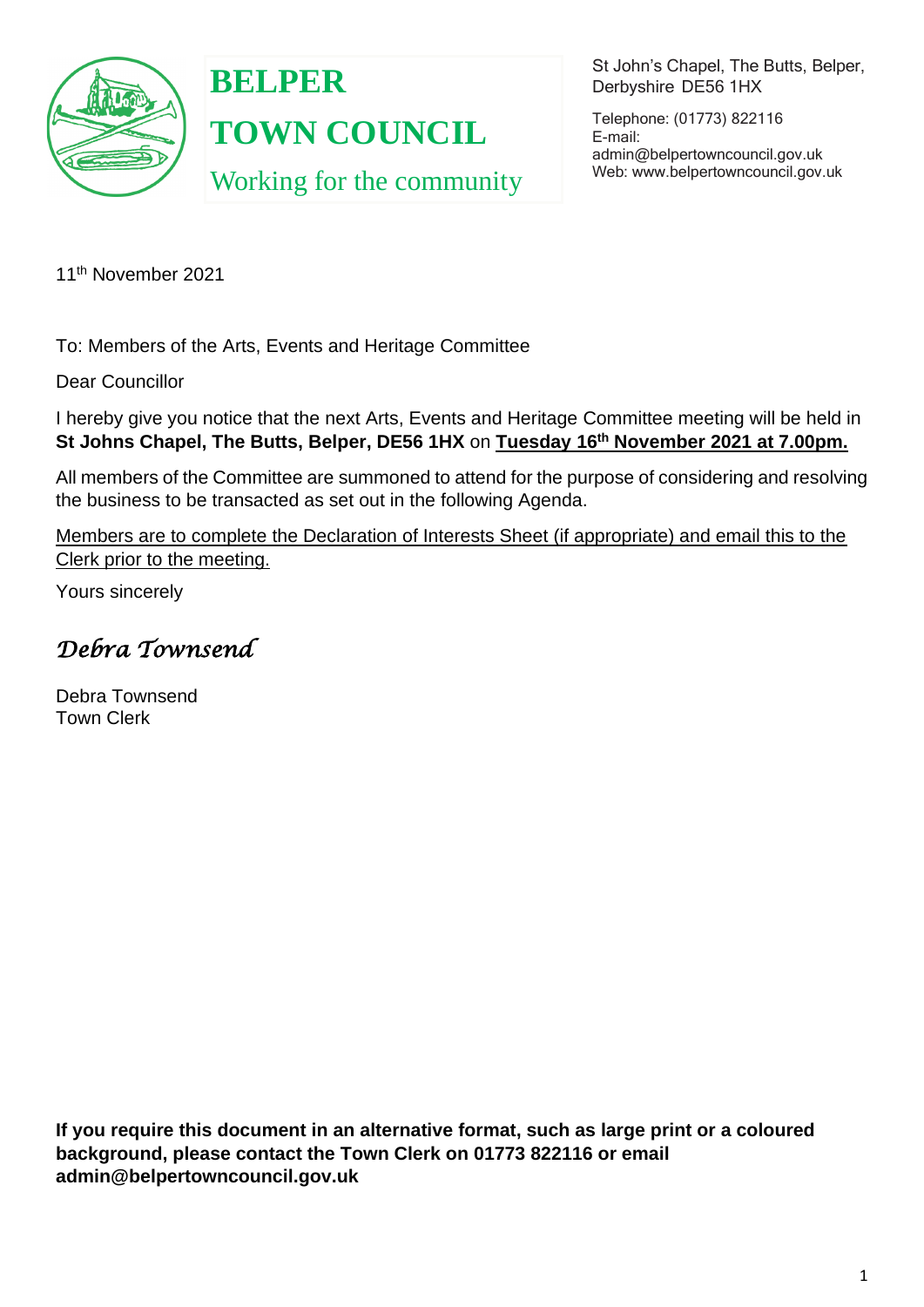# BELPER TOWN COUNCIL

Working for the community

St John's Chapel, The Butts, Belper, Derbyshire DE56 1HX

Telephone: (01773) 822116
E-mail: admin@belpertowncouncil.gov.uk
Web: www.belpertowncouncil.gov.uk

11th November 2021

To: Members of the Arts, Events and Heritage Committee

Dear Councillor

I hereby give you notice that the next Arts, Events and Heritage Committee meeting will be held in **St Johns Chapel, The Butts, Belper, DE56 1HX** on **Tuesday 16th November 2021 at 7.00pm.**

All members of the Committee are summoned to attend for the purpose of considering and resolving the business to be transacted as set out in the following Agenda.

Members are to complete the Declaration of Interests Sheet (if appropriate) and email this to the Clerk prior to the meeting.

Yours sincerely

*Debra Townsend*

Debra Townsend
Town Clerk

**If you require this document in an alternative format, such as large print or a coloured background, please contact the Town Clerk on 01773 822116 or email admin@belpertowncouncil.gov.uk**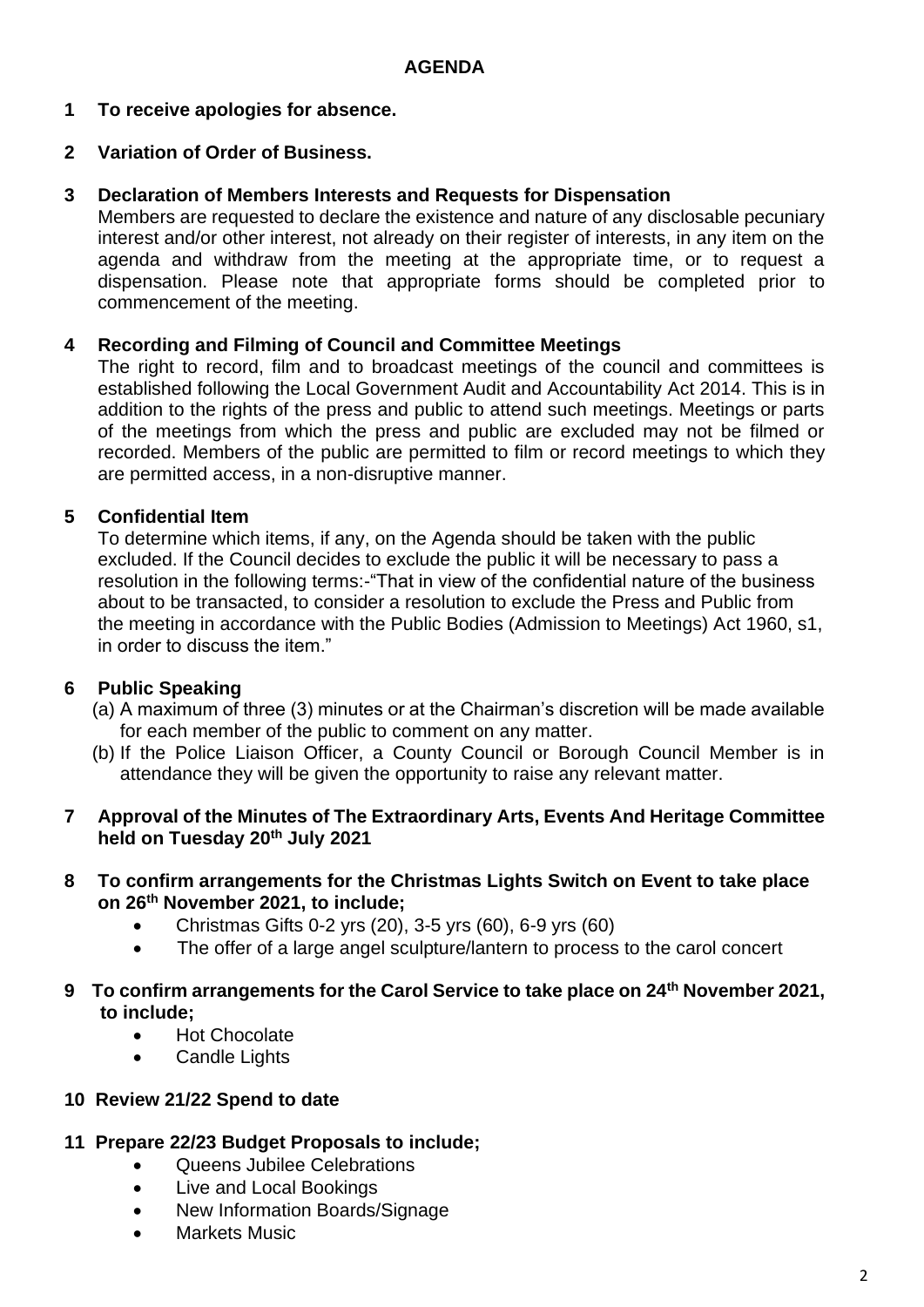# AGENDA

**1 To receive apologies for absence.**

**2 Variation of Order of Business.**

**3 Declaration of Members Interests and Requests for Dispensation**

Members are requested to declare the existence and nature of any disclosable pecuniary interest and/or other interest, not already on their register of interests, in any item on the agenda and withdraw from the meeting at the appropriate time, or to request a dispensation. Please note that appropriate forms should be completed prior to commencement of the meeting.

**4 Recording and Filming of Council and Committee Meetings**

The right to record, film and to broadcast meetings of the council and committees is established following the Local Government Audit and Accountability Act 2014. This is in addition to the rights of the press and public to attend such meetings. Meetings or parts of the meetings from which the press and public are excluded may not be filmed or recorded. Members of the public are permitted to film or record meetings to which they are permitted access, in a non-disruptive manner.

**5 Confidential Item**

To determine which items, if any, on the Agenda should be taken with the public excluded. If the Council decides to exclude the public it will be necessary to pass a resolution in the following terms:-"That in view of the confidential nature of the business about to be transacted, to consider a resolution to exclude the Press and Public from the meeting in accordance with the Public Bodies (Admission to Meetings) Act 1960, s1, in order to discuss the item."

**6 Public Speaking**

(a) A maximum of three (3) minutes or at the Chairman's discretion will be made available for each member of the public to comment on any matter.

(b) If the Police Liaison Officer, a County Council or Borough Council Member is in attendance they will be given the opportunity to raise any relevant matter.

**7 Approval of the Minutes of The Extraordinary Arts, Events And Heritage Committee held on Tuesday 20th July 2021**

**8 To confirm arrangements for the Christmas Lights Switch on Event to take place on 26th November 2021, to include;**

- Christmas Gifts 0-2 yrs (20), 3-5 yrs (60), 6-9 yrs (60)
- The offer of a large angel sculpture/lantern to process to the carol concert

**9 To confirm arrangements for the Carol Service to take place on 24th November 2021, to include;**

- Hot Chocolate
- Candle Lights

**10 Review 21/22 Spend to date**

**11 Prepare 22/23 Budget Proposals to include;**

- Queens Jubilee Celebrations
- Live and Local Bookings
- New Information Boards/Signage
- Markets Music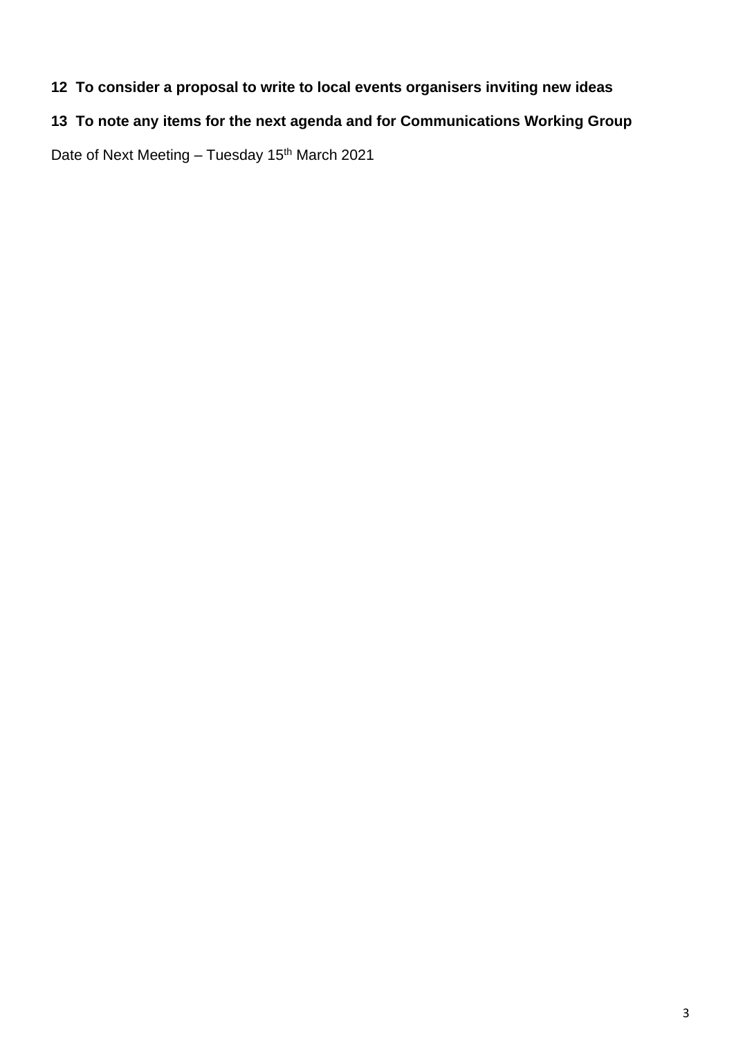**12 To consider a proposal to write to local events organisers inviting new ideas**

**13 To note any items for the next agenda and for Communications Working Group**

Date of Next Meeting – Tuesday 15th March 2021